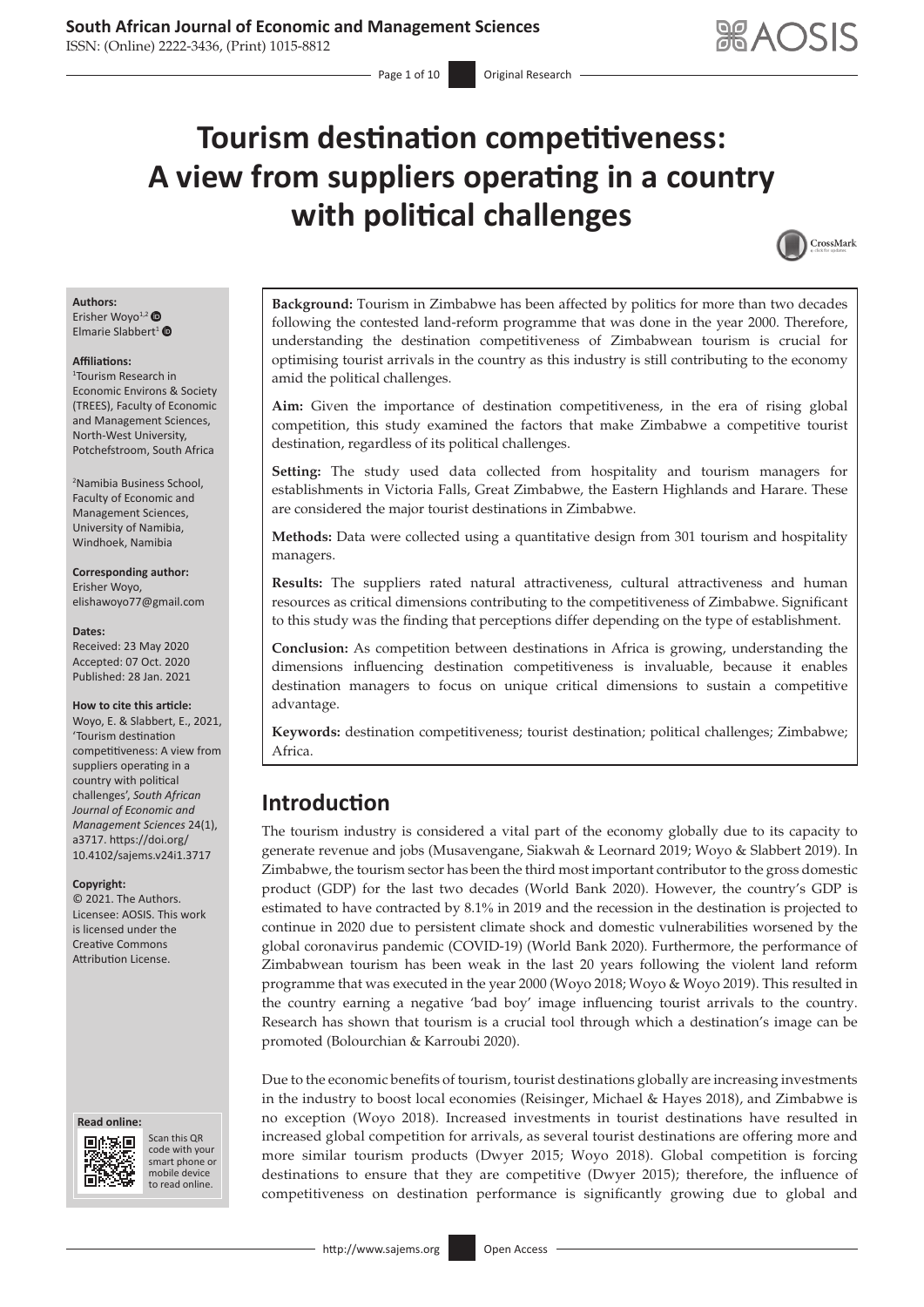# Tourism destination competitiveness: A view from suppliers operating in a country with political challenges

**Authors:**
Erisher Woyo[1,2]
Elmarie Slabbert[1]

**Affiliations:**
[1]Tourism Research in Economic Environs & Society (TREES), Faculty of Economic and Management Sciences, North-West University, Potchefstroom, South Africa

[2]Namibia Business School, Faculty of Economic and Management Sciences, University of Namibia, Windhoek, Namibia

**Corresponding author:**
Erisher Woyo,
elishawoyo77@gmail.com

**Dates:**
Received: 23 May 2020
Accepted: 07 Oct. 2020
Published: 28 Jan. 2021

**How to cite this article:**
Woyo, E. & Slabbert, E., 2021, 'Tourism destination competitiveness: A view from suppliers operating in a country with political challenges', *South African Journal of Economic and Management Sciences* 24(1), a3717. https://doi.org/10.4102/sajems.v24i1.3717

**Copyright:**
© 2021. The Authors. Licensee: AOSIS. This work is licensed under the Creative Commons Attribution License.

**Background:** Tourism in Zimbabwe has been affected by politics for more than two decades following the contested land-reform programme that was done in the year 2000. Therefore, understanding the destination competitiveness of Zimbabwean tourism is crucial for optimising tourist arrivals in the country as this industry is still contributing to the economy amid the political challenges.

**Aim:** Given the importance of destination competitiveness, in the era of rising global competition, this study examined the factors that make Zimbabwe a competitive tourist destination, regardless of its political challenges.

**Setting:** The study used data collected from hospitality and tourism managers for establishments in Victoria Falls, Great Zimbabwe, the Eastern Highlands and Harare. These are considered the major tourist destinations in Zimbabwe.

**Methods:** Data were collected using a quantitative design from 301 tourism and hospitality managers.

**Results:** The suppliers rated natural attractiveness, cultural attractiveness and human resources as critical dimensions contributing to the competitiveness of Zimbabwe. Significant to this study was the finding that perceptions differ depending on the type of establishment.

**Conclusion:** As competition between destinations in Africa is growing, understanding the dimensions influencing destination competitiveness is invaluable, because it enables destination managers to focus on unique critical dimensions to sustain a competitive advantage.

**Keywords:** destination competitiveness; tourist destination; political challenges; Zimbabwe; Africa.

## Introduction

The tourism industry is considered a vital part of the economy globally due to its capacity to generate revenue and jobs (Musavengane, Siakwah & Leornard 2019; Woyo & Slabbert 2019). In Zimbabwe, the tourism sector has been the third most important contributor to the gross domestic product (GDP) for the last two decades (World Bank 2020). However, the country's GDP is estimated to have contracted by 8.1% in 2019 and the recession in the destination is projected to continue in 2020 due to persistent climate shock and domestic vulnerabilities worsened by the global coronavirus pandemic (COVID-19) (World Bank 2020). Furthermore, the performance of Zimbabwean tourism has been weak in the last 20 years following the violent land reform programme that was executed in the year 2000 (Woyo 2018; Woyo & Woyo 2019). This resulted in the country earning a negative 'bad boy' image influencing tourist arrivals to the country. Research has shown that tourism is a crucial tool through which a destination's image can be promoted (Bolourchian & Karroubi 2020).

Due to the economic benefits of tourism, tourist destinations globally are increasing investments in the industry to boost local economies (Reisinger, Michael & Hayes 2018), and Zimbabwe is no exception (Woyo 2018). Increased investments in tourist destinations have resulted in increased global competition for arrivals, as several tourist destinations are offering more and more similar tourism products (Dwyer 2015; Woyo 2018). Global competition is forcing destinations to ensure that they are competitive (Dwyer 2015); therefore, the influence of competitiveness on destination performance is significantly growing due to global and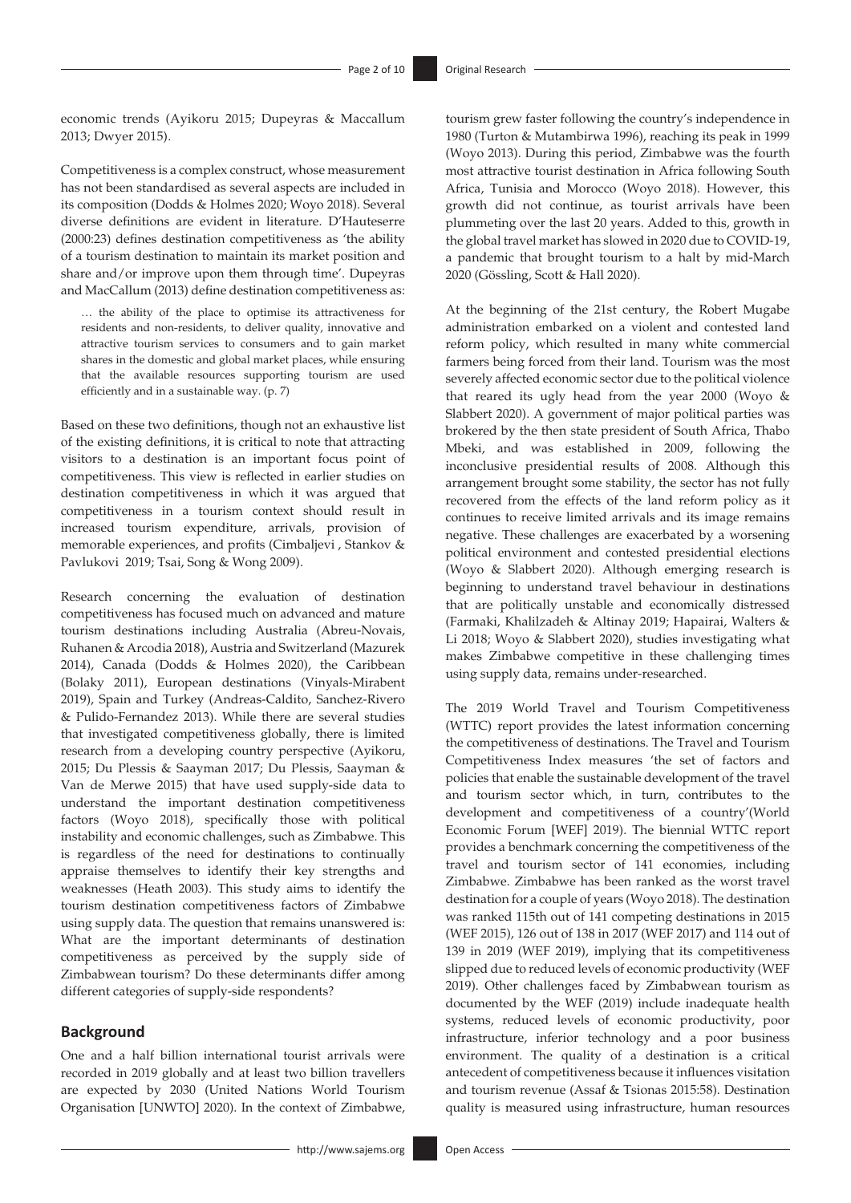economic trends (Ayikoru 2015; Dupeyras & Maccallum 2013; Dwyer 2015).

Competitiveness is a complex construct, whose measurement has not been standardised as several aspects are included in its composition (Dodds & Holmes 2020; Woyo 2018). Several diverse definitions are evident in literature. D'Hauteserre (2000:23) defines destination competitiveness as 'the ability of a tourism destination to maintain its market position and share and/or improve upon them through time'. Dupeyras and MacCallum (2013) define destination competitiveness as:

> … the ability of the place to optimise its attractiveness for residents and non-residents, to deliver quality, innovative and attractive tourism services to consumers and to gain market shares in the domestic and global market places, while ensuring that the available resources supporting tourism are used efficiently and in a sustainable way. (p. 7)

Based on these two definitions, though not an exhaustive list of the existing definitions, it is critical to note that attracting visitors to a destination is an important focus point of competitiveness. This view is reflected in earlier studies on destination competitiveness in which it was argued that competitiveness in a tourism context should result in increased tourism expenditure, arrivals, provision of memorable experiences, and profits (Cimbaljevi , Stankov & Pavlukovi 2019; Tsai, Song & Wong 2009).

Research concerning the evaluation of destination competitiveness has focused much on advanced and mature tourism destinations including Australia (Abreu-Novais, Ruhanen & Arcodia 2018), Austria and Switzerland (Mazurek 2014), Canada (Dodds & Holmes 2020), the Caribbean (Bolaky 2011), European destinations (Vinyals-Mirabent 2019), Spain and Turkey (Andreas-Caldito, Sanchez-Rivero & Pulido-Fernandez 2013). While there are several studies that investigated competitiveness globally, there is limited research from a developing country perspective (Ayikoru, 2015; Du Plessis & Saayman 2017; Du Plessis, Saayman & Van de Merwe 2015) that have used supply-side data to understand the important destination competitiveness factors (Woyo 2018), specifically those with political instability and economic challenges, such as Zimbabwe. This is regardless of the need for destinations to continually appraise themselves to identify their key strengths and weaknesses (Heath 2003). This study aims to identify the tourism destination competitiveness factors of Zimbabwe using supply data. The question that remains unanswered is: What are the important determinants of destination competitiveness as perceived by the supply side of Zimbabwean tourism? Do these determinants differ among different categories of supply-side respondents?

## Background

One and a half billion international tourist arrivals were recorded in 2019 globally and at least two billion travellers are expected by 2030 (United Nations World Tourism Organisation [UNWTO] 2020). In the context of Zimbabwe, tourism grew faster following the country's independence in 1980 (Turton & Mutambirwa 1996), reaching its peak in 1999 (Woyo 2013). During this period, Zimbabwe was the fourth most attractive tourist destination in Africa following South Africa, Tunisia and Morocco (Woyo 2018). However, this growth did not continue, as tourist arrivals have been plummeting over the last 20 years. Added to this, growth in the global travel market has slowed in 2020 due to COVID-19, a pandemic that brought tourism to a halt by mid-March 2020 (Gössling, Scott & Hall 2020).

At the beginning of the 21st century, the Robert Mugabe administration embarked on a violent and contested land reform policy, which resulted in many white commercial farmers being forced from their land. Tourism was the most severely affected economic sector due to the political violence that reared its ugly head from the year 2000 (Woyo & Slabbert 2020). A government of major political parties was brokered by the then state president of South Africa, Thabo Mbeki, and was established in 2009, following the inconclusive presidential results of 2008. Although this arrangement brought some stability, the sector has not fully recovered from the effects of the land reform policy as it continues to receive limited arrivals and its image remains negative. These challenges are exacerbated by a worsening political environment and contested presidential elections (Woyo & Slabbert 2020). Although emerging research is beginning to understand travel behaviour in destinations that are politically unstable and economically distressed (Farmaki, Khalilzadeh & Altinay 2019; Hapairai, Walters & Li 2018; Woyo & Slabbert 2020), studies investigating what makes Zimbabwe competitive in these challenging times using supply data, remains under-researched.

The 2019 World Travel and Tourism Competitiveness (WTTC) report provides the latest information concerning the competitiveness of destinations. The Travel and Tourism Competitiveness Index measures 'the set of factors and policies that enable the sustainable development of the travel and tourism sector which, in turn, contributes to the development and competitiveness of a country'(World Economic Forum [WEF] 2019). The biennial WTTC report provides a benchmark concerning the competitiveness of the travel and tourism sector of 141 economies, including Zimbabwe. Zimbabwe has been ranked as the worst travel destination for a couple of years (Woyo 2018). The destination was ranked 115th out of 141 competing destinations in 2015 (WEF 2015), 126 out of 138 in 2017 (WEF 2017) and 114 out of 139 in 2019 (WEF 2019), implying that its competitiveness slipped due to reduced levels of economic productivity (WEF 2019). Other challenges faced by Zimbabwean tourism as documented by the WEF (2019) include inadequate health systems, reduced levels of economic productivity, poor infrastructure, inferior technology and a poor business environment. The quality of a destination is a critical antecedent of competitiveness because it influences visitation and tourism revenue (Assaf & Tsionas 2015:58). Destination quality is measured using infrastructure, human resources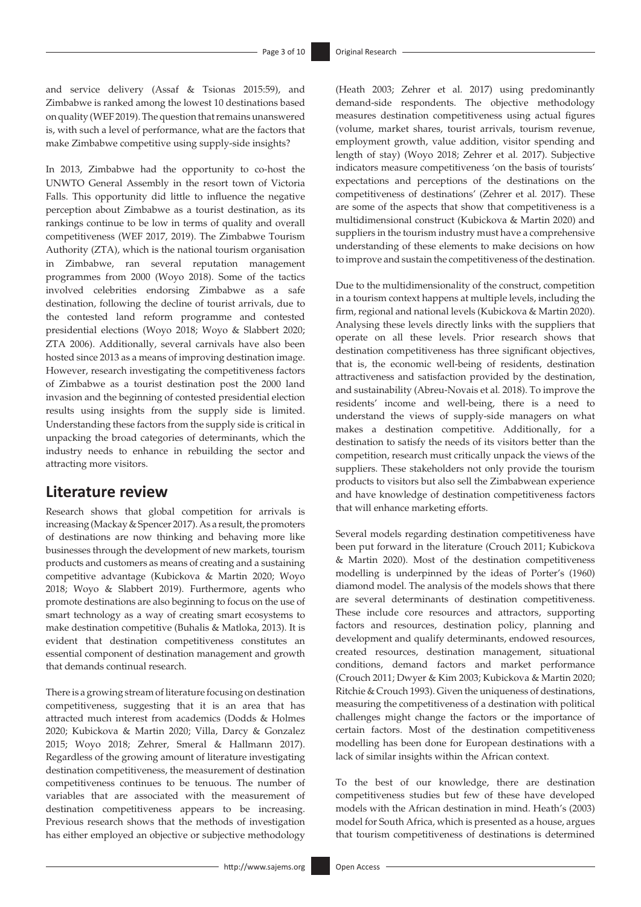and service delivery (Assaf & Tsionas 2015:59), and Zimbabwe is ranked among the lowest 10 destinations based on quality (WEF 2019). The question that remains unanswered is, with such a level of performance, what are the factors that make Zimbabwe competitive using supply-side insights?

In 2013, Zimbabwe had the opportunity to co-host the UNWTO General Assembly in the resort town of Victoria Falls. This opportunity did little to influence the negative perception about Zimbabwe as a tourist destination, as its rankings continue to be low in terms of quality and overall competitiveness (WEF 2017, 2019). The Zimbabwe Tourism Authority (ZTA), which is the national tourism organisation in Zimbabwe, ran several reputation management programmes from 2000 (Woyo 2018). Some of the tactics involved celebrities endorsing Zimbabwe as a safe destination, following the decline of tourist arrivals, due to the contested land reform programme and contested presidential elections (Woyo 2018; Woyo & Slabbert 2020; ZTA 2006). Additionally, several carnivals have also been hosted since 2013 as a means of improving destination image. However, research investigating the competitiveness factors of Zimbabwe as a tourist destination post the 2000 land invasion and the beginning of contested presidential election results using insights from the supply side is limited. Understanding these factors from the supply side is critical in unpacking the broad categories of determinants, which the industry needs to enhance in rebuilding the sector and attracting more visitors.

## Literature review

Research shows that global competition for arrivals is increasing (Mackay & Spencer 2017). As a result, the promoters of destinations are now thinking and behaving more like businesses through the development of new markets, tourism products and customers as means of creating and a sustaining competitive advantage (Kubickova & Martin 2020; Woyo 2018; Woyo & Slabbert 2019). Furthermore, agents who promote destinations are also beginning to focus on the use of smart technology as a way of creating smart ecosystems to make destination competitive (Buhalis & Matloka, 2013). It is evident that destination competitiveness constitutes an essential component of destination management and growth that demands continual research.

There is a growing stream of literature focusing on destination competitiveness, suggesting that it is an area that has attracted much interest from academics (Dodds & Holmes 2020; Kubickova & Martin 2020; Villa, Darcy & Gonzalez 2015; Woyo 2018; Zehrer, Smeral & Hallmann 2017). Regardless of the growing amount of literature investigating destination competitiveness, the measurement of destination competitiveness continues to be tenuous. The number of variables that are associated with the measurement of destination competitiveness appears to be increasing. Previous research shows that the methods of investigation has either employed an objective or subjective methodology (Heath 2003; Zehrer et al. 2017) using predominantly demand-side respondents. The objective methodology measures destination competitiveness using actual figures (volume, market shares, tourist arrivals, tourism revenue, employment growth, value addition, visitor spending and length of stay) (Woyo 2018; Zehrer et al. 2017). Subjective indicators measure competitiveness 'on the basis of tourists' expectations and perceptions of the destinations on the competitiveness of destinations' (Zehrer et al. 2017). These are some of the aspects that show that competitiveness is a multidimensional construct (Kubickova & Martin 2020) and suppliers in the tourism industry must have a comprehensive understanding of these elements to make decisions on how to improve and sustain the competitiveness of the destination.

Due to the multidimensionality of the construct, competition in a tourism context happens at multiple levels, including the firm, regional and national levels (Kubickova & Martin 2020). Analysing these levels directly links with the suppliers that operate on all these levels. Prior research shows that destination competitiveness has three significant objectives, that is, the economic well-being of residents, destination attractiveness and satisfaction provided by the destination, and sustainability (Abreu-Novais et al. 2018). To improve the residents' income and well-being, there is a need to understand the views of supply-side managers on what makes a destination competitive. Additionally, for a destination to satisfy the needs of its visitors better than the competition, research must critically unpack the views of the suppliers. These stakeholders not only provide the tourism products to visitors but also sell the Zimbabwean experience and have knowledge of destination competitiveness factors that will enhance marketing efforts.

Several models regarding destination competitiveness have been put forward in the literature (Crouch 2011; Kubickova & Martin 2020). Most of the destination competitiveness modelling is underpinned by the ideas of Porter's (1960) diamond model. The analysis of the models shows that there are several determinants of destination competitiveness. These include core resources and attractors, supporting factors and resources, destination policy, planning and development and qualify determinants, endowed resources, created resources, destination management, situational conditions, demand factors and market performance (Crouch 2011; Dwyer & Kim 2003; Kubickova & Martin 2020; Ritchie & Crouch 1993). Given the uniqueness of destinations, measuring the competitiveness of a destination with political challenges might change the factors or the importance of certain factors. Most of the destination competitiveness modelling has been done for European destinations with a lack of similar insights within the African context.

To the best of our knowledge, there are destination competitiveness studies but few of these have developed models with the African destination in mind. Heath's (2003) model for South Africa, which is presented as a house, argues that tourism competitiveness of destinations is determined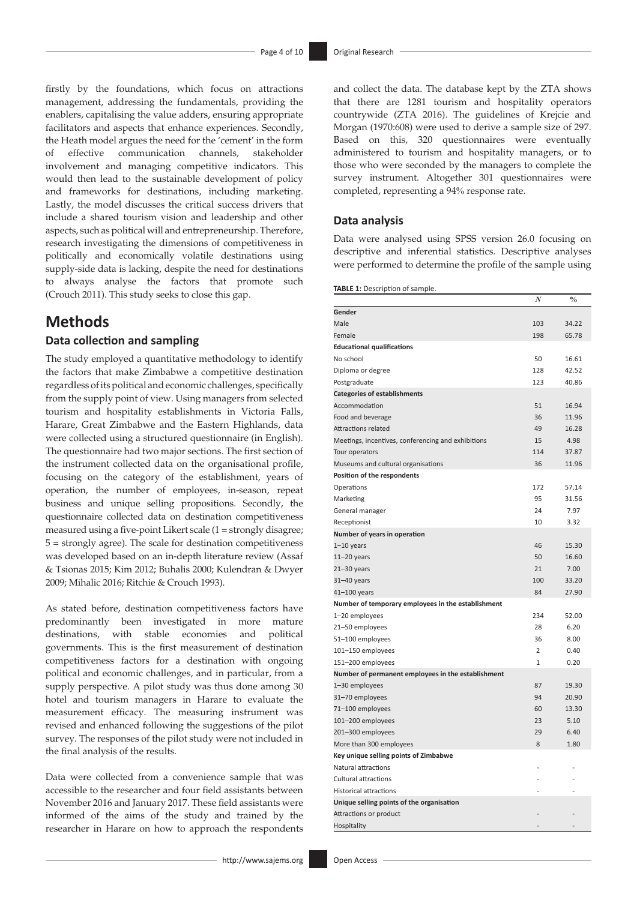firstly by the foundations, which focus on attractions management, addressing the fundamentals, providing the enablers, capitalising the value adders, ensuring appropriate facilitators and aspects that enhance experiences. Secondly, the Heath model argues the need for the 'cement' in the form of effective communication channels, stakeholder involvement and managing competitive indicators. This would then lead to the sustainable development of policy and frameworks for destinations, including marketing. Lastly, the model discusses the critical success drivers that include a shared tourism vision and leadership and other aspects, such as political will and entrepreneurship. Therefore, research investigating the dimensions of competitiveness in politically and economically volatile destinations using supply-side data is lacking, despite the need for destinations to always analyse the factors that promote such (Crouch 2011). This study seeks to close this gap.

# Methods

## Data collection and sampling

The study employed a quantitative methodology to identify the factors that make Zimbabwe a competitive destination regardless of its political and economic challenges, specifically from the supply point of view. Using managers from selected tourism and hospitality establishments in Victoria Falls, Harare, Great Zimbabwe and the Eastern Highlands, data were collected using a structured questionnaire (in English). The questionnaire had two major sections. The first section of the instrument collected data on the organisational profile, focusing on the category of the establishment, years of operation, the number of employees, in-season, repeat business and unique selling propositions. Secondly, the questionnaire collected data on destination competitiveness measured using a five-point Likert scale (1 = strongly disagree; 5 = strongly agree). The scale for destination competitiveness was developed based on an in-depth literature review (Assaf & Tsionas 2015; Kim 2012; Buhalis 2000; Kulendran & Dwyer 2009; Mihalic 2016; Ritchie & Crouch 1993).

As stated before, destination competitiveness factors have predominantly been investigated in more mature destinations, with stable economies and political governments. This is the first measurement of destination competitiveness factors for a destination with ongoing political and economic challenges, and in particular, from a supply perspective. A pilot study was thus done among 30 hotel and tourism managers in Harare to evaluate the measurement efficacy. The measuring instrument was revised and enhanced following the suggestions of the pilot survey. The responses of the pilot study were not included in the final analysis of the results.

Data were collected from a convenience sample that was accessible to the researcher and four field assistants between November 2016 and January 2017. These field assistants were informed of the aims of the study and trained by the researcher in Harare on how to approach the respondents and collect the data. The database kept by the ZTA shows that there are 1281 tourism and hospitality operators countrywide (ZTA 2016). The guidelines of Krejcie and Morgan (1970:608) were used to derive a sample size of 297. Based on this, 320 questionnaires were eventually administered to tourism and hospitality managers, or to those who were seconded by the managers to complete the survey instrument. Altogether 301 questionnaires were completed, representing a 94% response rate.

## Data analysis

Data were analysed using SPSS version 26.0 focusing on descriptive and inferential statistics. Descriptive analyses were performed to determine the profile of the sample using

**TABLE 1:** Description of sample.

| | *N* | % |
|---|---|---|
| **Gender** | | |
| Male | 103 | 34.22 |
| Female | 198 | 65.78 |
| **Educational qualifications** | | |
| No school | 50 | 16.61 |
| Diploma or degree | 128 | 42.52 |
| Postgraduate | 123 | 40.86 |
| **Categories of establishments** | | |
| Accommodation | 51 | 16.94 |
| Food and beverage | 36 | 11.96 |
| Attractions related | 49 | 16.28 |
| Meetings, incentives, conferencing and exhibitions | 15 | 4.98 |
| Tour operators | 114 | 37.87 |
| Museums and cultural organisations | 36 | 11.96 |
| **Position of the respondents** | | |
| Operations | 172 | 57.14 |
| Marketing | 95 | 31.56 |
| General manager | 24 | 7.97 |
| Receptionist | 10 | 3.32 |
| **Number of years in operation** | | |
| 1–10 years | 46 | 15.30 |
| 11–20 years | 50 | 16.60 |
| 21–30 years | 21 | 7.00 |
| 31–40 years | 100 | 33.20 |
| 41–100 years | 84 | 27.90 |
| **Number of temporary employees in the establishment** | | |
| 1–20 employees | 234 | 52.00 |
| 21–50 employees | 28 | 6.20 |
| 51–100 employees | 36 | 8.00 |
| 101–150 employees | 2 | 0.40 |
| 151–200 employees | 1 | 0.20 |
| **Number of permanent employees in the establishment** | | |
| 1–30 employees | 87 | 19.30 |
| 31–70 employees | 94 | 20.90 |
| 71–100 employees | 60 | 13.30 |
| 101–200 employees | 23 | 5.10 |
| 201–300 employees | 29 | 6.40 |
| More than 300 employees | 8 | 1.80 |
| **Key unique selling points of Zimbabwe** | | |
| Natural attractions | - | - |
| Cultural attractions | - | - |
| Historical attractions | - | - |
| **Unique selling points of the organisation** | | |
| Attractions or product | - | - |
| Hospitality | - | - |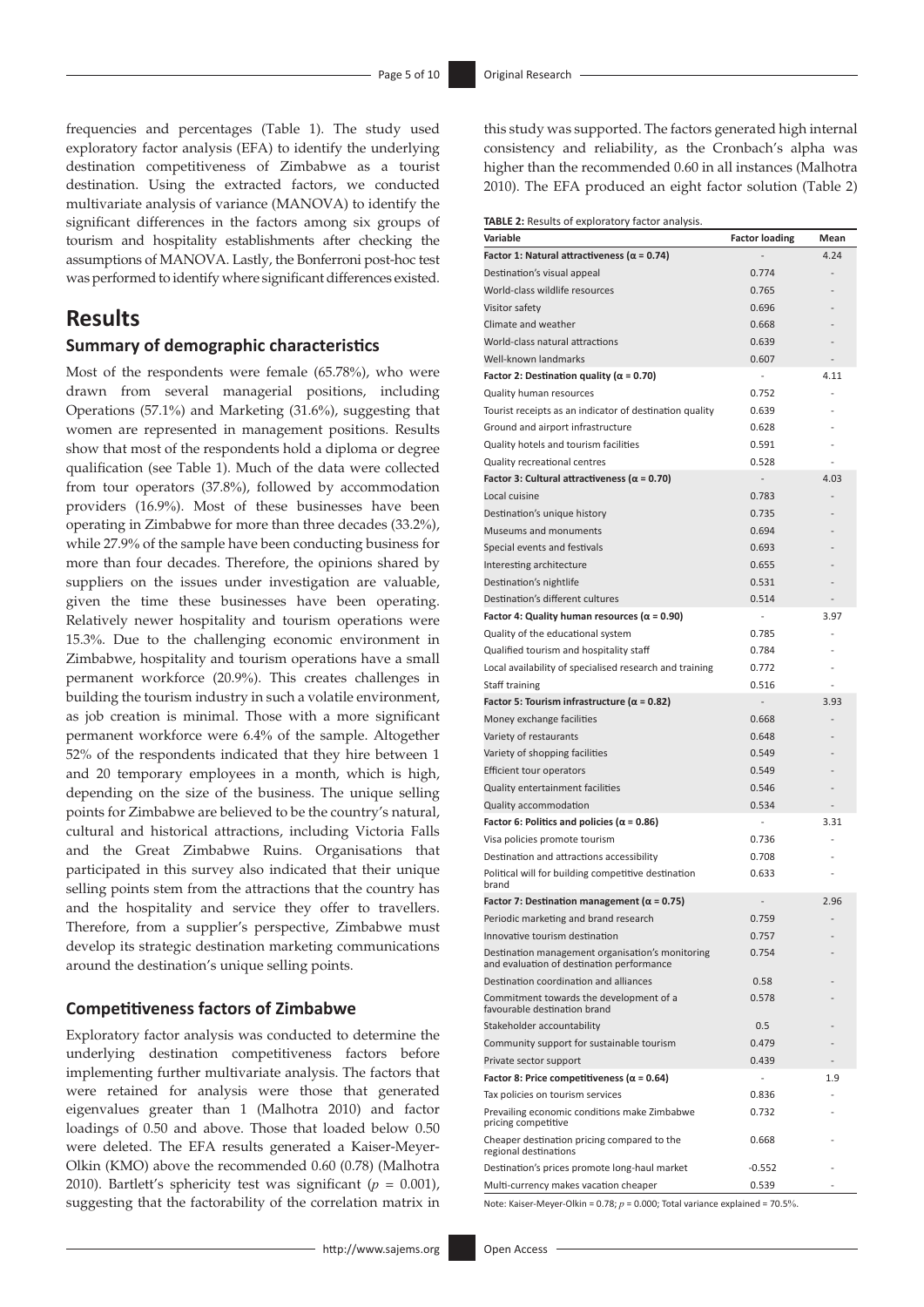frequencies and percentages (Table 1). The study used exploratory factor analysis (EFA) to identify the underlying destination competitiveness of Zimbabwe as a tourist destination. Using the extracted factors, we conducted multivariate analysis of variance (MANOVA) to identify the significant differences in the factors among six groups of tourism and hospitality establishments after checking the assumptions of MANOVA. Lastly, the Bonferroni post-hoc test was performed to identify where significant differences existed.

## Results

### Summary of demographic characteristics

Most of the respondents were female (65.78%), who were drawn from several managerial positions, including Operations (57.1%) and Marketing (31.6%), suggesting that women are represented in management positions. Results show that most of the respondents hold a diploma or degree qualification (see Table 1). Much of the data were collected from tour operators (37.8%), followed by accommodation providers (16.9%). Most of these businesses have been operating in Zimbabwe for more than three decades (33.2%), while 27.9% of the sample have been conducting business for more than four decades. Therefore, the opinions shared by suppliers on the issues under investigation are valuable, given the time these businesses have been operating. Relatively newer hospitality and tourism operations were 15.3%. Due to the challenging economic environment in Zimbabwe, hospitality and tourism operations have a small permanent workforce (20.9%). This creates challenges in building the tourism industry in such a volatile environment, as job creation is minimal. Those with a more significant permanent workforce were 6.4% of the sample. Altogether 52% of the respondents indicated that they hire between 1 and 20 temporary employees in a month, which is high, depending on the size of the business. The unique selling points for Zimbabwe are believed to be the country's natural, cultural and historical attractions, including Victoria Falls and the Great Zimbabwe Ruins. Organisations that participated in this survey also indicated that their unique selling points stem from the attractions that the country has and the hospitality and service they offer to travellers. Therefore, from a supplier's perspective, Zimbabwe must develop its strategic destination marketing communications around the destination's unique selling points.

### Competitiveness factors of Zimbabwe

Exploratory factor analysis was conducted to determine the underlying destination competitiveness factors before implementing further multivariate analysis. The factors that were retained for analysis were those that generated eigenvalues greater than 1 (Malhotra 2010) and factor loadings of 0.50 and above. Those that loaded below 0.50 were deleted. The EFA results generated a Kaiser-Meyer-Olkin (KMO) above the recommended 0.60 (0.78) (Malhotra 2010). Bartlett's sphericity test was significant ($p$ = 0.001), suggesting that the factorability of the correlation matrix in this study was supported. The factors generated high internal consistency and reliability, as the Cronbach's alpha was higher than the recommended 0.60 in all instances (Malhotra 2010). The EFA produced an eight factor solution (Table 2)

**TABLE 2:** Results of exploratory factor analysis.

| Variable | Factor loading | Mean |
|---|---|---|
| **Factor 1: Natural attractiveness ($\alpha$ = 0.74)** | - | 4.24 |
| Destination's visual appeal | 0.774 | - |
| World-class wildlife resources | 0.765 | - |
| Visitor safety | 0.696 | - |
| Climate and weather | 0.668 | - |
| World-class natural attractions | 0.639 | - |
| Well-known landmarks | 0.607 | - |
| **Factor 2: Destination quality ($\alpha$ = 0.70)** | - | 4.11 |
| Quality human resources | 0.752 | - |
| Tourist receipts as an indicator of destination quality | 0.639 | - |
| Ground and airport infrastructure | 0.628 | - |
| Quality hotels and tourism facilities | 0.591 | - |
| Quality recreational centres | 0.528 | - |
| **Factor 3: Cultural attractiveness ($\alpha$ = 0.70)** | - | 4.03 |
| Local cuisine | 0.783 | - |
| Destination's unique history | 0.735 | - |
| Museums and monuments | 0.694 | - |
| Special events and festivals | 0.693 | - |
| Interesting architecture | 0.655 | - |
| Destination's nightlife | 0.531 | - |
| Destination's different cultures | 0.514 | - |
| **Factor 4: Quality human resources ($\alpha$ = 0.90)** | - | 3.97 |
| Quality of the educational system | 0.785 | - |
| Qualified tourism and hospitality staff | 0.784 | - |
| Local availability of specialised research and training | 0.772 | - |
| Staff training | 0.516 | - |
| **Factor 5: Tourism infrastructure ($\alpha$ = 0.82)** | - | 3.93 |
| Money exchange facilities | 0.668 | - |
| Variety of restaurants | 0.648 | - |
| Variety of shopping facilities | 0.549 | - |
| Efficient tour operators | 0.549 | - |
| Quality entertainment facilities | 0.546 | - |
| Quality accommodation | 0.534 | - |
| **Factor 6: Politics and policies ($\alpha$ = 0.86)** | - | 3.31 |
| Visa policies promote tourism | 0.736 | - |
| Destination and attractions accessibility | 0.708 | - |
| Political will for building competitive destination brand | 0.633 | - |
| **Factor 7: Destination management ($\alpha$ = 0.75)** | - | 2.96 |
| Periodic marketing and brand research | 0.759 | - |
| Innovative tourism destination | 0.757 | - |
| Destination management organisation's monitoring and evaluation of destination performance | 0.754 | - |
| Destination coordination and alliances | 0.58 | - |
| Commitment towards the development of a favourable destination brand | 0.578 | - |
| Stakeholder accountability | 0.5 | - |
| Community support for sustainable tourism | 0.479 | - |
| Private sector support | 0.439 | - |
| **Factor 8: Price competitiveness ($\alpha$ = 0.64)** | - | 1.9 |
| Tax policies on tourism services | 0.836 | - |
| Prevailing economic conditions make Zimbabwe pricing competitive | 0.732 | - |
| Cheaper destination pricing compared to the regional destinations | 0.668 | - |
| Destination's prices promote long-haul market | -0.552 | - |
| Multi-currency makes vacation cheaper | 0.539 | - |

Note: Kaiser-Meyer-Olkin = 0.78; $p$ = 0.000; Total variance explained = 70.5%.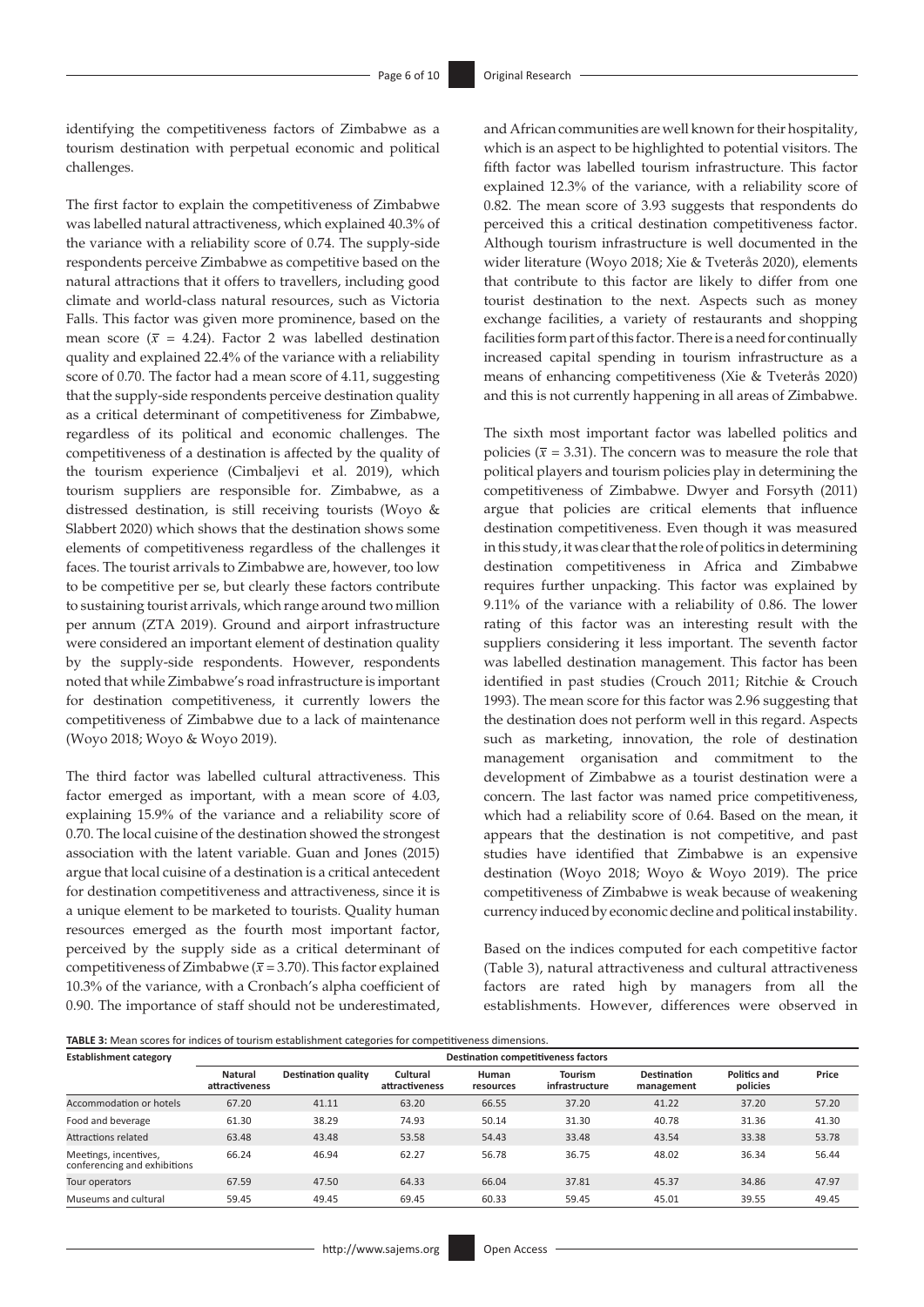identifying the competitiveness factors of Zimbabwe as a tourism destination with perpetual economic and political challenges.

The first factor to explain the competitiveness of Zimbabwe was labelled natural attractiveness, which explained 40.3% of the variance with a reliability score of 0.74. The supply-side respondents perceive Zimbabwe as competitive based on the natural attractions that it offers to travellers, including good climate and world-class natural resources, such as Victoria Falls. This factor was given more prominence, based on the mean score ($\bar{x}$ = 4.24). Factor 2 was labelled destination quality and explained 22.4% of the variance with a reliability score of 0.70. The factor had a mean score of 4.11, suggesting that the supply-side respondents perceive destination quality as a critical determinant of competitiveness for Zimbabwe, regardless of its political and economic challenges. The competitiveness of a destination is affected by the quality of the tourism experience (Cimbaljevi et al. 2019), which tourism suppliers are responsible for. Zimbabwe, as a distressed destination, is still receiving tourists (Woyo & Slabbert 2020) which shows that the destination shows some elements of competitiveness regardless of the challenges it faces. The tourist arrivals to Zimbabwe are, however, too low to be competitive per se, but clearly these factors contribute to sustaining tourist arrivals, which range around two million per annum (ZTA 2019). Ground and airport infrastructure were considered an important element of destination quality by the supply-side respondents. However, respondents noted that while Zimbabwe's road infrastructure is important for destination competitiveness, it currently lowers the competitiveness of Zimbabwe due to a lack of maintenance (Woyo 2018; Woyo & Woyo 2019).

The third factor was labelled cultural attractiveness. This factor emerged as important, with a mean score of 4.03, explaining 15.9% of the variance and a reliability score of 0.70. The local cuisine of the destination showed the strongest association with the latent variable. Guan and Jones (2015) argue that local cuisine of a destination is a critical antecedent for destination competitiveness and attractiveness, since it is a unique element to be marketed to tourists. Quality human resources emerged as the fourth most important factor, perceived by the supply side as a critical determinant of competitiveness of Zimbabwe ($\bar{x}$ = 3.70). This factor explained 10.3% of the variance, with a Cronbach's alpha coefficient of 0.90. The importance of staff should not be underestimated, and African communities are well known for their hospitality, which is an aspect to be highlighted to potential visitors. The fifth factor was labelled tourism infrastructure. This factor explained 12.3% of the variance, with a reliability score of 0.82. The mean score of 3.93 suggests that respondents do perceived this a critical destination competitiveness factor. Although tourism infrastructure is well documented in the wider literature (Woyo 2018; Xie & Tveterås 2020), elements that contribute to this factor are likely to differ from one tourist destination to the next. Aspects such as money exchange facilities, a variety of restaurants and shopping facilities form part of this factor. There is a need for continually increased capital spending in tourism infrastructure as a means of enhancing competitiveness (Xie & Tveterås 2020) and this is not currently happening in all areas of Zimbabwe.

The sixth most important factor was labelled politics and policies ($\bar{x}$ = 3.31). The concern was to measure the role that political players and tourism policies play in determining the competitiveness of Zimbabwe. Dwyer and Forsyth (2011) argue that policies are critical elements that influence destination competitiveness. Even though it was measured in this study, it was clear that the role of politics in determining destination competitiveness in Africa and Zimbabwe requires further unpacking. This factor was explained by 9.11% of the variance with a reliability of 0.86. The lower rating of this factor was an interesting result with the suppliers considering it less important. The seventh factor was labelled destination management. This factor has been identified in past studies (Crouch 2011; Ritchie & Crouch 1993). The mean score for this factor was 2.96 suggesting that the destination does not perform well in this regard. Aspects such as marketing, innovation, the role of destination management organisation and commitment to the development of Zimbabwe as a tourist destination were a concern. The last factor was named price competitiveness, which had a reliability score of 0.64. Based on the mean, it appears that the destination is not competitive, and past studies have identified that Zimbabwe is an expensive destination (Woyo 2018; Woyo & Woyo 2019). The price competitiveness of Zimbabwe is weak because of weakening currency induced by economic decline and political instability.

Based on the indices computed for each competitive factor (Table 3), natural attractiveness and cultural attractiveness factors are rated high by managers from all the establishments. However, differences were observed in

**TABLE 3:** Mean scores for indices of tourism establishment categories for competitiveness dimensions.

| Establishment category | Destination competitiveness factors | | | | | | | |
|---|---|---|---|---|---|---|---|---|
| | Natural attractiveness | Destination quality | Cultural attractiveness | Human resources | Tourism infrastructure | Destination management | Politics and policies | Price |
| Accommodation or hotels | 67.20 | 41.11 | 63.20 | 66.55 | 37.20 | 41.22 | 37.20 | 57.20 |
| Food and beverage | 61.30 | 38.29 | 74.93 | 50.14 | 31.30 | 40.78 | 31.36 | 41.30 |
| Attractions related | 63.48 | 43.48 | 53.58 | 54.43 | 33.48 | 43.54 | 33.38 | 53.78 |
| Meetings, incentives, conferencing and exhibitions | 66.24 | 46.94 | 62.27 | 56.78 | 36.75 | 48.02 | 36.34 | 56.44 |
| Tour operators | 67.59 | 47.50 | 64.33 | 66.04 | 37.81 | 45.37 | 34.86 | 47.97 |
| Museums and cultural | 59.45 | 49.45 | 69.45 | 60.33 | 59.45 | 45.01 | 39.55 | 49.45 |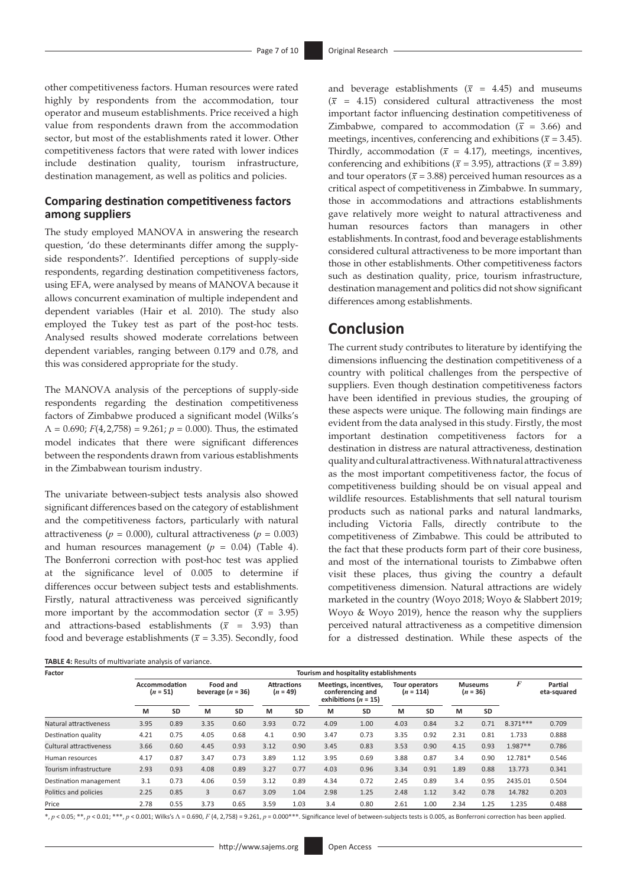other competitiveness factors. Human resources were rated highly by respondents from the accommodation, tour operator and museum establishments. Price received a high value from respondents drawn from the accommodation sector, but most of the establishments rated it lower. Other competitiveness factors that were rated with lower indices include destination quality, tourism infrastructure, destination management, as well as politics and policies.

## Comparing destination competitiveness factors among suppliers

The study employed MANOVA in answering the research question, 'do these determinants differ among the supply-side respondents?'. Identified perceptions of supply-side respondents, regarding destination competitiveness factors, using EFA, were analysed by means of MANOVA because it allows concurrent examination of multiple independent and dependent variables (Hair et al. 2010). The study also employed the Tukey test as part of the post-hoc tests. Analysed results showed moderate correlations between dependent variables, ranging between 0.179 and 0.78, and this was considered appropriate for the study.

The MANOVA analysis of the perceptions of supply-side respondents regarding the destination competitiveness factors of Zimbabwe produced a significant model (Wilks's $\Lambda = 0.690$; $F(4, 2{,}758) = 9.261$; $p = 0.000$). Thus, the estimated model indicates that there were significant differences between the respondents drawn from various establishments in the Zimbabwean tourism industry.

The univariate between-subject tests analysis also showed significant differences based on the category of establishment and the competitiveness factors, particularly with natural attractiveness ($p = 0.000$), cultural attractiveness ($p = 0.003$) and human resources management ($p = 0.04$) (Table 4). The Bonferroni correction with post-hoc test was applied at the significance level of 0.005 to determine if differences occur between subject tests and establishments. Firstly, natural attractiveness was perceived significantly more important by the accommodation sector ($\bar{x} = 3.95$) and attractions-based establishments ($\bar{x} = 3.93$) than food and beverage establishments ($\bar{x} = 3.35$). Secondly, food and beverage establishments ($\bar{x} = 4.45$) and museums ($\bar{x} = 4.15$) considered cultural attractiveness the most important factor influencing destination competitiveness of Zimbabwe, compared to accommodation ($\bar{x} = 3.66$) and meetings, incentives, conferencing and exhibitions ($\bar{x} = 3.45$). Thirdly, accommodation ($\bar{x} = 4.17$), meetings, incentives, conferencing and exhibitions ($\bar{x} = 3.95$), attractions ($\bar{x} = 3.89$) and tour operators ($\bar{x} = 3.88$) perceived human resources as a critical aspect of competitiveness in Zimbabwe. In summary, those in accommodations and attractions establishments gave relatively more weight to natural attractiveness and human resources factors than managers in other establishments. In contrast, food and beverage establishments considered cultural attractiveness to be more important than those in other establishments. Other competitiveness factors such as destination quality, price, tourism infrastructure, destination management and politics did not show significant differences among establishments.

# Conclusion

The current study contributes to literature by identifying the dimensions influencing the destination competitiveness of a country with political challenges from the perspective of suppliers. Even though destination competitiveness factors have been identified in previous studies, the grouping of these aspects were unique. The following main findings are evident from the data analysed in this study. Firstly, the most important destination competitiveness factors for a destination in distress are natural attractiveness, destination quality and cultural attractiveness. With natural attractiveness as the most important competitiveness factor, the focus of competitiveness building should be on visual appeal and wildlife resources. Establishments that sell natural tourism products such as national parks and natural landmarks, including Victoria Falls, directly contribute to the competitiveness of Zimbabwe. This could be attributed to the fact that these products form part of their core business, and most of the international tourists to Zimbabwe often visit these places, thus giving the country a default competitiveness dimension. Natural attractions are widely marketed in the country (Woyo 2018; Woyo & Slabbert 2019; Woyo & Woyo 2019), hence the reason why the suppliers perceived natural attractiveness as a competitive dimension for a distressed destination. While these aspects of the

**TABLE 4:** Results of multivariate analysis of variance.

| Factor | Tourism and hospitality establishments | | | | | | | | | | | | | |
|---|---|---|---|---|---|---|---|---|---|---|---|---|---|---|
| | Accommodation ($n = 51$) | | Food and beverage ($n = 36$) | | Attractions ($n = 49$) | | Meetings, incentives, conferencing and exhibitions ($n = 15$) | | Tour operators ($n = 114$) | | Museums ($n = 36$) | | $F$ | Partial eta-squared |
| | M | SD | M | SD | M | SD | M | SD | M | SD | M | SD | | |
| Natural attractiveness | 3.95 | 0.89 | 3.35 | 0.60 | 3.93 | 0.72 | 4.09 | 1.00 | 4.03 | 0.84 | 3.2 | 0.71 | 8.371*** | 0.709 |
| Destination quality | 4.21 | 0.75 | 4.05 | 0.68 | 4.1 | 0.90 | 3.47 | 0.73 | 3.35 | 0.92 | 2.31 | 0.81 | 1.733 | 0.888 |
| Cultural attractiveness | 3.66 | 0.60 | 4.45 | 0.93 | 3.12 | 0.90 | 3.45 | 0.83 | 3.53 | 0.90 | 4.15 | 0.93 | 1.987** | 0.786 |
| Human resources | 4.17 | 0.87 | 3.47 | 0.73 | 3.89 | 1.12 | 3.95 | 0.69 | 3.88 | 0.87 | 3.4 | 0.90 | 12.781* | 0.546 |
| Tourism infrastructure | 2.93 | 0.93 | 4.08 | 0.89 | 3.27 | 0.77 | 4.03 | 0.96 | 3.34 | 0.91 | 1.89 | 0.88 | 13.773 | 0.341 |
| Destination management | 3.1 | 0.73 | 4.06 | 0.59 | 3.12 | 0.89 | 4.34 | 0.72 | 2.45 | 0.89 | 3.4 | 0.95 | 2435.01 | 0.504 |
| Politics and policies | 2.25 | 0.85 | 3 | 0.67 | 3.09 | 1.04 | 2.98 | 1.25 | 2.48 | 1.12 | 3.42 | 0.78 | 14.782 | 0.203 |
| Price | 2.78 | 0.55 | 3.73 | 0.65 | 3.59 | 1.03 | 3.4 | 0.80 | 2.61 | 1.00 | 2.34 | 1.25 | 1.235 | 0.488 |

*, $p < 0.05$; **, $p < 0.01$; ***, $p < 0.001$; Wilks's $\Lambda = 0.690$, $F$ (4, 2,758) = 9.261, $p = 0.000$***. Significance level of between-subjects tests is 0.005, as Bonferroni correction has been applied.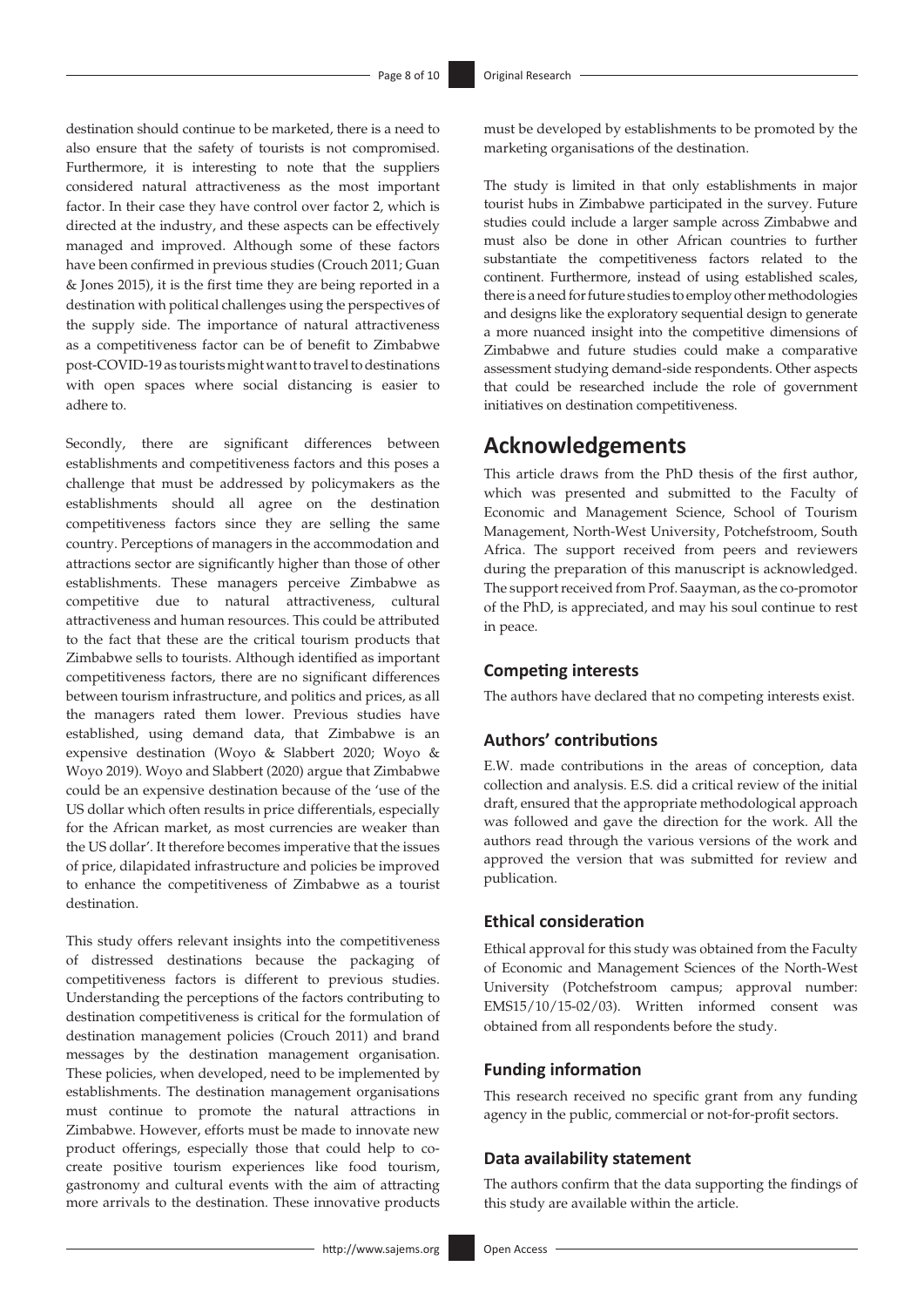destination should continue to be marketed, there is a need to also ensure that the safety of tourists is not compromised. Furthermore, it is interesting to note that the suppliers considered natural attractiveness as the most important factor. In their case they have control over factor 2, which is directed at the industry, and these aspects can be effectively managed and improved. Although some of these factors have been confirmed in previous studies (Crouch 2011; Guan & Jones 2015), it is the first time they are being reported in a destination with political challenges using the perspectives of the supply side. The importance of natural attractiveness as a competitiveness factor can be of benefit to Zimbabwe post-COVID-19 as tourists might want to travel to destinations with open spaces where social distancing is easier to adhere to.

Secondly, there are significant differences between establishments and competitiveness factors and this poses a challenge that must be addressed by policymakers as the establishments should all agree on the destination competitiveness factors since they are selling the same country. Perceptions of managers in the accommodation and attractions sector are significantly higher than those of other establishments. These managers perceive Zimbabwe as competitive due to natural attractiveness, cultural attractiveness and human resources. This could be attributed to the fact that these are the critical tourism products that Zimbabwe sells to tourists. Although identified as important competitiveness factors, there are no significant differences between tourism infrastructure, and politics and prices, as all the managers rated them lower. Previous studies have established, using demand data, that Zimbabwe is an expensive destination (Woyo & Slabbert 2020; Woyo & Woyo 2019). Woyo and Slabbert (2020) argue that Zimbabwe could be an expensive destination because of the 'use of the US dollar which often results in price differentials, especially for the African market, as most currencies are weaker than the US dollar'. It therefore becomes imperative that the issues of price, dilapidated infrastructure and policies be improved to enhance the competitiveness of Zimbabwe as a tourist destination.

This study offers relevant insights into the competitiveness of distressed destinations because the packaging of competitiveness factors is different to previous studies. Understanding the perceptions of the factors contributing to destination competitiveness is critical for the formulation of destination management policies (Crouch 2011) and brand messages by the destination management organisation. These policies, when developed, need to be implemented by establishments. The destination management organisations must continue to promote the natural attractions in Zimbabwe. However, efforts must be made to innovate new product offerings, especially those that could help to co-create positive tourism experiences like food tourism, gastronomy and cultural events with the aim of attracting more arrivals to the destination. These innovative products must be developed by establishments to be promoted by the marketing organisations of the destination.

The study is limited in that only establishments in major tourist hubs in Zimbabwe participated in the survey. Future studies could include a larger sample across Zimbabwe and must also be done in other African countries to further substantiate the competitiveness factors related to the continent. Furthermore, instead of using established scales, there is a need for future studies to employ other methodologies and designs like the exploratory sequential design to generate a more nuanced insight into the competitive dimensions of Zimbabwe and future studies could make a comparative assessment studying demand-side respondents. Other aspects that could be researched include the role of government initiatives on destination competitiveness.

## Acknowledgements

This article draws from the PhD thesis of the first author, which was presented and submitted to the Faculty of Economic and Management Science, School of Tourism Management, North-West University, Potchefstroom, South Africa. The support received from peers and reviewers during the preparation of this manuscript is acknowledged. The support received from Prof. Saayman, as the co-promotor of the PhD, is appreciated, and may his soul continue to rest in peace.

### Competing interests

The authors have declared that no competing interests exist.

### Authors' contributions

E.W. made contributions in the areas of conception, data collection and analysis. E.S. did a critical review of the initial draft, ensured that the appropriate methodological approach was followed and gave the direction for the work. All the authors read through the various versions of the work and approved the version that was submitted for review and publication.

### Ethical consideration

Ethical approval for this study was obtained from the Faculty of Economic and Management Sciences of the North-West University (Potchefstroom campus; approval number: EMS15/10/15-02/03). Written informed consent was obtained from all respondents before the study.

### Funding information

This research received no specific grant from any funding agency in the public, commercial or not-for-profit sectors.

### Data availability statement

The authors confirm that the data supporting the findings of this study are available within the article.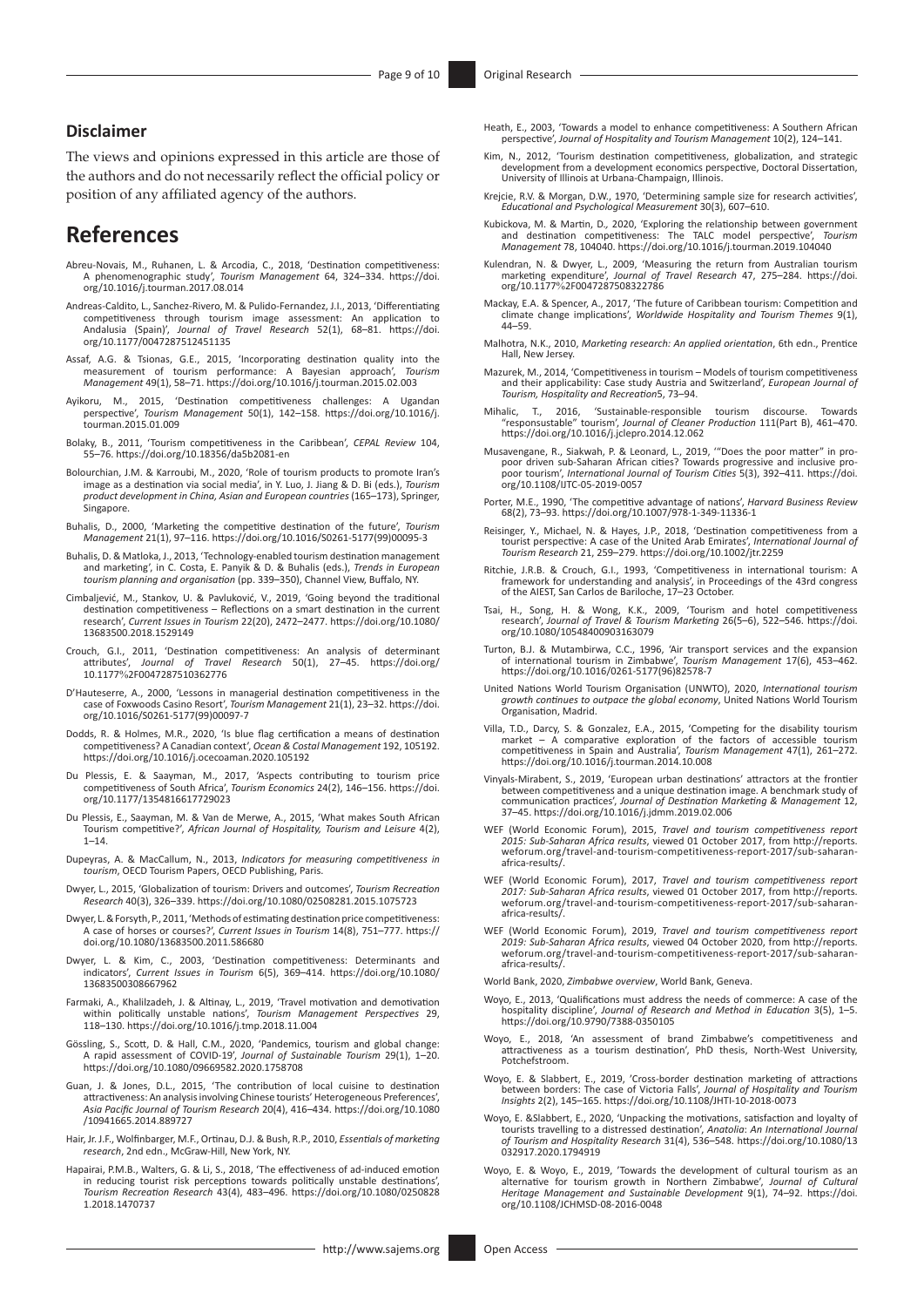## Disclaimer

The views and opinions expressed in this article are those of the authors and do not necessarily reflect the official policy or position of any affiliated agency of the authors.

# References

Abreu-Novais, M., Ruhanen, L. & Arcodia, C., 2018, 'Destination competitiveness: A phenomenographic study', *Tourism Management* 64, 324–334. https://doi.org/10.1016/j.tourman.2017.08.014

Andreas-Caldito, L., Sanchez-Rivero, M. & Pulido-Fernandez, J.I., 2013, 'Differentiating competitiveness through tourism image assessment: An application to Andalusia (Spain)', *Journal of Travel Research* 52(1), 68–81. https://doi.org/10.1177/0047287512451135

Assaf, A.G. & Tsionas, G.E., 2015, 'Incorporating destination quality into the measurement of tourism performance: A Bayesian approach', *Tourism Management* 49(1), 58–71. https://doi.org/10.1016/j.tourman.2015.02.003

Ayikoru, M., 2015, 'Destination competitiveness challenges: A Ugandan perspective', *Tourism Management* 50(1), 142–158. https://doi.org/10.1016/j.tourman.2015.01.009

Bolaky, B., 2011, 'Tourism competitiveness in the Caribbean', *CEPAL Review* 104, 55–76. https://doi.org/10.18356/da5b2081-en

Bolourchian, J.M. & Karroubi, M., 2020, 'Role of tourism products to promote Iran's image as a destination via social media', in Y. Luo, J. Jiang & D. Bi (eds.), *Tourism product development in China, Asian and European countries* (165–173), Springer, Singapore.

Buhalis, D., 2000, 'Marketing the competitive destination of the future', *Tourism Management* 21(1), 97–116. https://doi.org/10.1016/S0261-5177(99)00095-3

Buhalis, D. & Matloka, J., 2013, 'Technology-enabled tourism destination management and marketing', in C. Costa, E. Panyik & D. & Buhalis (eds.), *Trends in European tourism planning and organisation* (pp. 339–350), Channel View, Buffalo, NY.

Cimbaljević, M., Stankov, U. & Pavluković, V., 2019, 'Going beyond the traditional destination competitiveness – Reflections on a smart destination in the current research', *Current Issues in Tourism* 22(20), 2472–2477. https://doi.org/10.1080/13683500.2018.1529149

Crouch, G.I., 2011, 'Destination competitiveness: An analysis of determinant attributes', *Journal of Travel Research* 50(1), 27–45. https://doi.org/10.1177%2F0047287510362776

D'Hauteserre, A., 2000, 'Lessons in managerial destination competitiveness in the case of Foxwoods Casino Resort', *Tourism Management* 21(1), 23–32. https://doi.org/10.1016/S0261-5177(99)00097-7

Dodds, R. & Holmes, M.R., 2020, 'Is blue flag certification a means of destination competitiveness? A Canadian context', *Ocean & Costal Management* 192, 105192. https://doi.org/10.1016/j.ocecoaman.2020.105192

Du Plessis, E. & Saayman, M., 2017, 'Aspects contributing to tourism price competitiveness of South Africa', *Tourism Economics* 24(2), 146–156. https://doi.org/10.1177/1354816617729023

Du Plessis, E., Saayman, M. & Van de Merwe, A., 2015, 'What makes South African Tourism competitive?', *African Journal of Hospitality, Tourism and Leisure* 4(2), 1–14.

Dupeyras, A. & MacCallum, N., 2013, *Indicators for measuring competitiveness in tourism*, OECD Tourism Papers, OECD Publishing, Paris.

Dwyer, L., 2015, 'Globalization of tourism: Drivers and outcomes', *Tourism Recreation Research* 40(3), 326–339. https://doi.org/10.1080/02508281.2015.1075723

Dwyer, L. & Forsyth, P., 2011, 'Methods of estimating destination price competitiveness: A case of horses or courses?', *Current Issues in Tourism* 14(8), 751–777. https://doi.org/10.1080/13683500.2011.586680

Dwyer, L. & Kim, C., 2003, 'Destination competitiveness: Determinants and indicators', *Current Issues in Tourism* 6(5), 369–414. https://doi.org/10.1080/13683500308667962

Farmaki, A., Khalilzadeh, J. & Altinay, L., 2019, 'Travel motivation and demotivation within politically unstable nations', *Tourism Management Perspectives* 29, 118–130. https://doi.org/10.1016/j.tmp.2018.11.004

Gössling, S., Scott, D. & Hall, C.M., 2020, 'Pandemics, tourism and global change: A rapid assessment of COVID-19', *Journal of Sustainable Tourism* 29(1), 1–20. https://doi.org/10.1080/09669582.2020.1758708

Guan, J. & Jones, D.L., 2015, 'The contribution of local cuisine to destination attractiveness: An analysis involving Chinese tourists' Heterogeneous Preferences', *Asia Pacific Journal of Tourism Research* 20(4), 416–434. https://doi.org/10.1080/10941665.2014.889727

Hair, Jr. J.F., Wolfinbarger, M.F., Ortinau, D.J. & Bush, R.P., 2010, *Essentials of marketing research*, 2nd edn., McGraw-Hill, New York, NY.

Hapairai, P.M.B., Walters, G. & Li, S., 2018, 'The effectiveness of ad-induced emotion in reducing tourist risk perceptions towards politically unstable destinations', *Tourism Recreation Research* 43(4), 483–496. https://doi.org/10.1080/02508281.2018.1470737

Heath, E., 2003, 'Towards a model to enhance competitiveness: A Southern African perspective', *Journal of Hospitality and Tourism Management* 10(2), 124–141.

Kim, N., 2012, 'Tourism destination competitiveness, globalization, and strategic development from a development economics perspective, Doctoral Dissertation, University of Illinois at Urbana-Champaign, Illinois.

Krejcie, R.V. & Morgan, D.W., 1970, 'Determining sample size for research activities', *Educational and Psychological Measurement* 30(3), 607–610.

Kubickova, M. & Martin, D., 2020, 'Exploring the relationship between government and destination competitiveness: The TALC model perspective', *Tourism Management* 78, 104040. https://doi.org/10.1016/j.tourman.2019.104040

Kulendran, N. & Dwyer, L., 2009, 'Measuring the return from Australian tourism marketing expenditure', *Journal of Travel Research* 47, 275–284. https://doi.org/10.1177%2F0047287508322786

Mackay, E.A. & Spencer, A., 2017, 'The future of Caribbean tourism: Competition and climate change implications', *Worldwide Hospitality and Tourism Themes* 9(1), 44–59.

Malhotra, N.K., 2010, *Marketing research: An applied orientation*, 6th edn., Prentice Hall, New Jersey.

Mazurek, M., 2014, 'Competitiveness in tourism – Models of tourism competitiveness and their applicability: Case study Austria and Switzerland', *European Journal of Tourism, Hospitality and Recreation*5, 73–94.

Mihalic, T., 2016, 'Sustainable-responsible tourism discourse. Towards "responsustable" tourism', *Journal of Cleaner Production* 111(Part B), 461–470. https://doi.org/10.1016/j.jclepro.2014.12.062

Musavengane, R., Siakwah, P. & Leonard, L., 2019, '"Does the poor matter" in pro-poor driven sub-Saharan African cities? Towards progressive and inclusive pro-poor tourism', *International Journal of Tourism Cities* 5(3), 392–411. https://doi.org/10.1108/IJTC-05-2019-0057

Porter, M.E., 1990, 'The competitive advantage of nations', *Harvard Business Review* 68(2), 73–93. https://doi.org/10.1007/978-1-349-11336-1

Reisinger, Y., Michael, N. & Hayes, J.P., 2018, 'Destination competitiveness from a tourist perspective: A case of the United Arab Emirates', *International Journal of Tourism Research* 21, 259–279. https://doi.org/10.1002/jtr.2259

Ritchie, J.R.B. & Crouch, G.I., 1993, 'Competitiveness in international tourism: A framework for understanding and analysis', in Proceedings of the 43rd congress of the AIEST, San Carlos de Bariloche, 17–23 October.

Tsai, H., Song, H. & Wong, K.K., 2009, 'Tourism and hotel competitiveness research', *Journal of Travel & Tourism Marketing* 26(5–6), 522–546. https://doi.org/10.1080/10548400903163079

Turton, B.J. & Mutambirwa, C.C., 1996, 'Air transport services and the expansion of international tourism in Zimbabwe', *Tourism Management* 17(6), 453–462. https://doi.org/10.1016/0261-5177(96)82578-7

United Nations World Tourism Organisation (UNWTO), 2020, *International tourism growth continues to outpace the global economy*, United Nations World Tourism Organisation, Madrid.

Villa, T.D., Darcy, S. & Gonzalez, E.A., 2015, 'Competing for the disability tourism market – A comparative exploration of the factors of accessible tourism competitiveness in Spain and Australia', *Tourism Management* 47(1), 261–272. https://doi.org/10.1016/j.tourman.2014.10.008

Vinyals-Mirabent, S., 2019, 'European urban destinations' attractors at the frontier between competitiveness and a unique destination image. A benchmark study of communication practices', *Journal of Destination Marketing & Management* 12, 37–45. https://doi.org/10.1016/j.jdmm.2019.02.006

WEF (World Economic Forum), 2015, *Travel and tourism competitiveness report 2015: Sub-Saharan Africa results*, viewed 01 October 2017, from http://reports.weforum.org/travel-and-tourism-competitiveness-report-2017/sub-saharan-africa-results/.

WEF (World Economic Forum), 2017, *Travel and tourism competitiveness report 2017: Sub-Saharan Africa results*, viewed 01 October 2017, from http://reports.weforum.org/travel-and-tourism-competitiveness-report-2017/sub-saharan-africa-results/.

WEF (World Economic Forum), 2019, *Travel and tourism competitiveness report 2019: Sub-Saharan Africa results*, viewed 04 October 2020, from http://reports.weforum.org/travel-and-tourism-competitiveness-report-2017/sub-saharan-africa-results/.

World Bank, 2020, *Zimbabwe overview*, World Bank, Geneva.

Woyo, E., 2013, 'Qualifications must address the needs of commerce: A case of the hospitality discipline', *Journal of Research and Method in Education* 3(5), 1–5. https://doi.org/10.9790/7388-0350105

Woyo, E., 2018, 'An assessment of brand Zimbabwe's competitiveness and attractiveness as a tourism destination', PhD thesis, North-West University, Potchefstroom.

Woyo, E. & Slabbert, E., 2019, 'Cross-border destination marketing of attractions between borders: The case of Victoria Falls', *Journal of Hospitality and Tourism Insights* 2(2), 145–165. https://doi.org/10.1108/JHTI-10-2018-0073

Woyo, E. &Slabbert, E., 2020, 'Unpacking the motivations, satisfaction and loyalty of tourists travelling to a distressed destination', *Anatolia: An International Journal of Tourism and Hospitality Research* 31(4), 536–548. https://doi.org/10.1080/13032917.2020.1794919

Woyo, E. & Woyo, E., 2019, 'Towards the development of cultural tourism as an alternative for tourism growth in Northern Zimbabwe', *Journal of Cultural Heritage Management and Sustainable Development* 9(1), 74–92. https://doi.org/10.1108/JCHMSD-08-2016-0048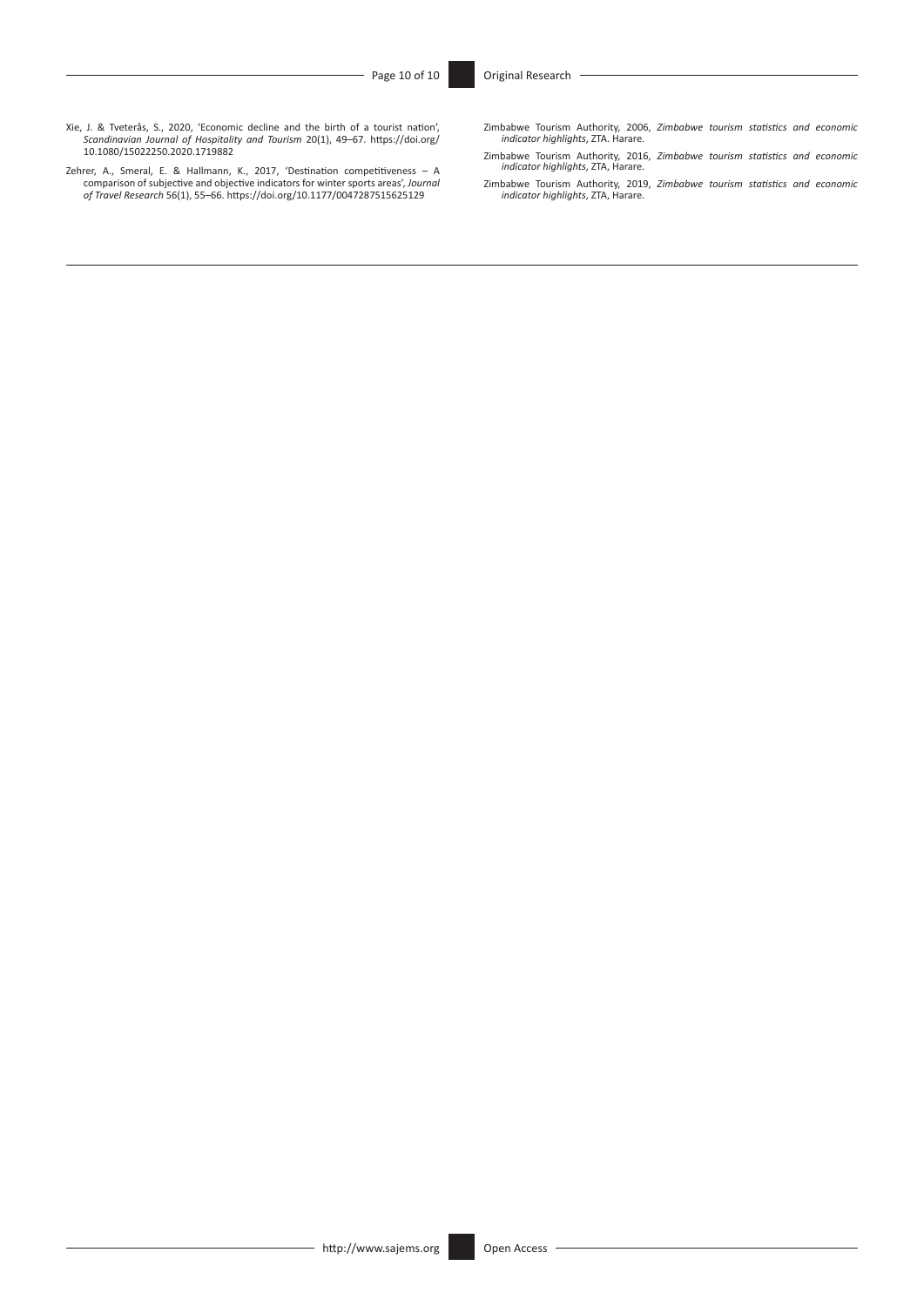Xie, J. & Tveterås, S., 2020, 'Economic decline and the birth of a tourist nation', *Scandinavian Journal of Hospitality and Tourism* 20(1), 49–67. https://doi.org/10.1080/15022250.2020.1719882

Zehrer, A., Smeral, E. & Hallmann, K., 2017, 'Destination competitiveness – A comparison of subjective and objective indicators for winter sports areas', *Journal of Travel Research* 56(1), 55–66. https://doi.org/10.1177/0047287515625129

Zimbabwe Tourism Authority, 2006, *Zimbabwe tourism statistics and economic indicator highlights*, ZTA. Harare.

Zimbabwe Tourism Authority, 2016, *Zimbabwe tourism statistics and economic indicator highlights*, ZTA, Harare.

Zimbabwe Tourism Authority, 2019, *Zimbabwe tourism statistics and economic indicator highlights*, ZTA, Harare.